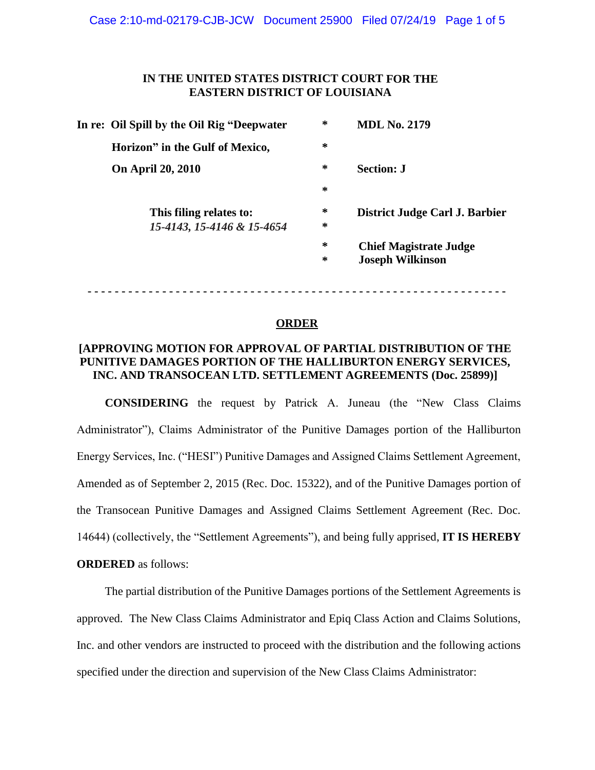**IN THE UNITED STATES DISTRICT COURT FOR THE EASTERN DISTRICT OF LOUISIANA**

| | | |
|---|---|---|
| **In re: Oil Spill by the Oil Rig "Deepwater Horizon" in the Gulf of Mexico, On April 20, 2010** | * | **MDL No. 2179** |
| | * | **Section: J** |
| **This filing relates to:** ***15-4143, 15-4146 & 15-4654*** | * | **District Judge Carl J. Barbier** |
| | * | **Chief Magistrate Judge Joseph Wilkinson** |

- - - - - - - - - - - - - - - - - - - - - - - - - - - - - - - - - - - - - - - - - - - - - - - - - - - - - - - - - - - -

## ORDER

**[APPROVING MOTION FOR APPROVAL OF PARTIAL DISTRIBUTION OF THE PUNITIVE DAMAGES PORTION OF THE HALLIBURTON ENERGY SERVICES, INC. AND TRANSOCEAN LTD. SETTLEMENT AGREEMENTS (Doc. 25899)]**

**CONSIDERING** the request by Patrick A. Juneau (the "New Class Claims Administrator"), Claims Administrator of the Punitive Damages portion of the Halliburton Energy Services, Inc. ("HESI") Punitive Damages and Assigned Claims Settlement Agreement, Amended as of September 2, 2015 (Rec. Doc. 15322), and of the Punitive Damages portion of the Transocean Punitive Damages and Assigned Claims Settlement Agreement (Rec. Doc. 14644) (collectively, the "Settlement Agreements"), and being fully apprised, **IT IS HEREBY ORDERED** as follows:

The partial distribution of the Punitive Damages portions of the Settlement Agreements is approved. The New Class Claims Administrator and Epiq Class Action and Claims Solutions, Inc. and other vendors are instructed to proceed with the distribution and the following actions specified under the direction and supervision of the New Class Claims Administrator: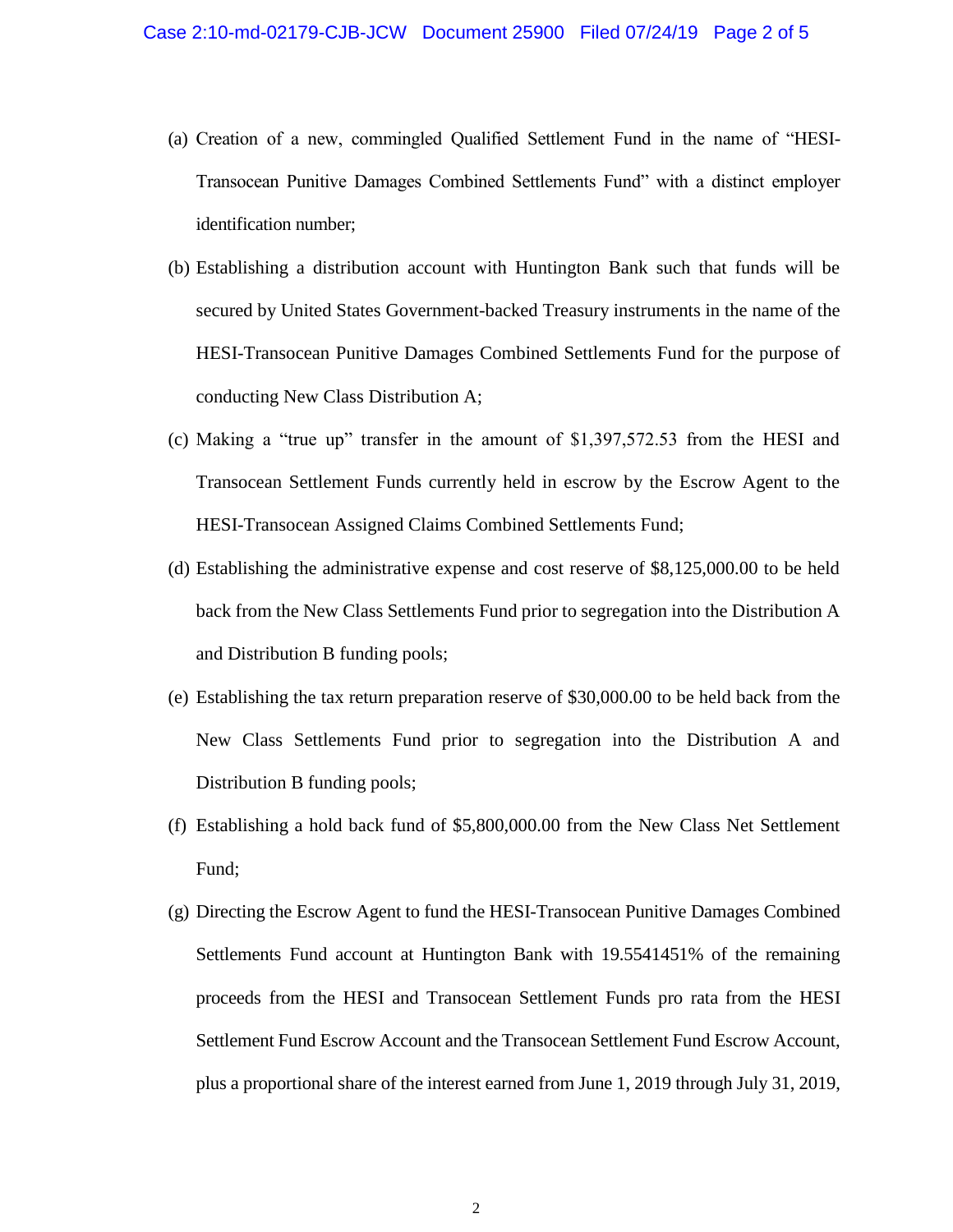(a) Creation of a new, commingled Qualified Settlement Fund in the name of "HESI-Transocean Punitive Damages Combined Settlements Fund" with a distinct employer identification number;

(b) Establishing a distribution account with Huntington Bank such that funds will be secured by United States Government-backed Treasury instruments in the name of the HESI-Transocean Punitive Damages Combined Settlements Fund for the purpose of conducting New Class Distribution A;

(c) Making a "true up" transfer in the amount of $1,397,572.53 from the HESI and Transocean Settlement Funds currently held in escrow by the Escrow Agent to the HESI-Transocean Assigned Claims Combined Settlements Fund;

(d) Establishing the administrative expense and cost reserve of $8,125,000.00 to be held back from the New Class Settlements Fund prior to segregation into the Distribution A and Distribution B funding pools;

(e) Establishing the tax return preparation reserve of $30,000.00 to be held back from the New Class Settlements Fund prior to segregation into the Distribution A and Distribution B funding pools;

(f) Establishing a hold back fund of $5,800,000.00 from the New Class Net Settlement Fund;

(g) Directing the Escrow Agent to fund the HESI-Transocean Punitive Damages Combined Settlements Fund account at Huntington Bank with 19.5541451% of the remaining proceeds from the HESI and Transocean Settlement Funds pro rata from the HESI Settlement Fund Escrow Account and the Transocean Settlement Fund Escrow Account, plus a proportional share of the interest earned from June 1, 2019 through July 31, 2019,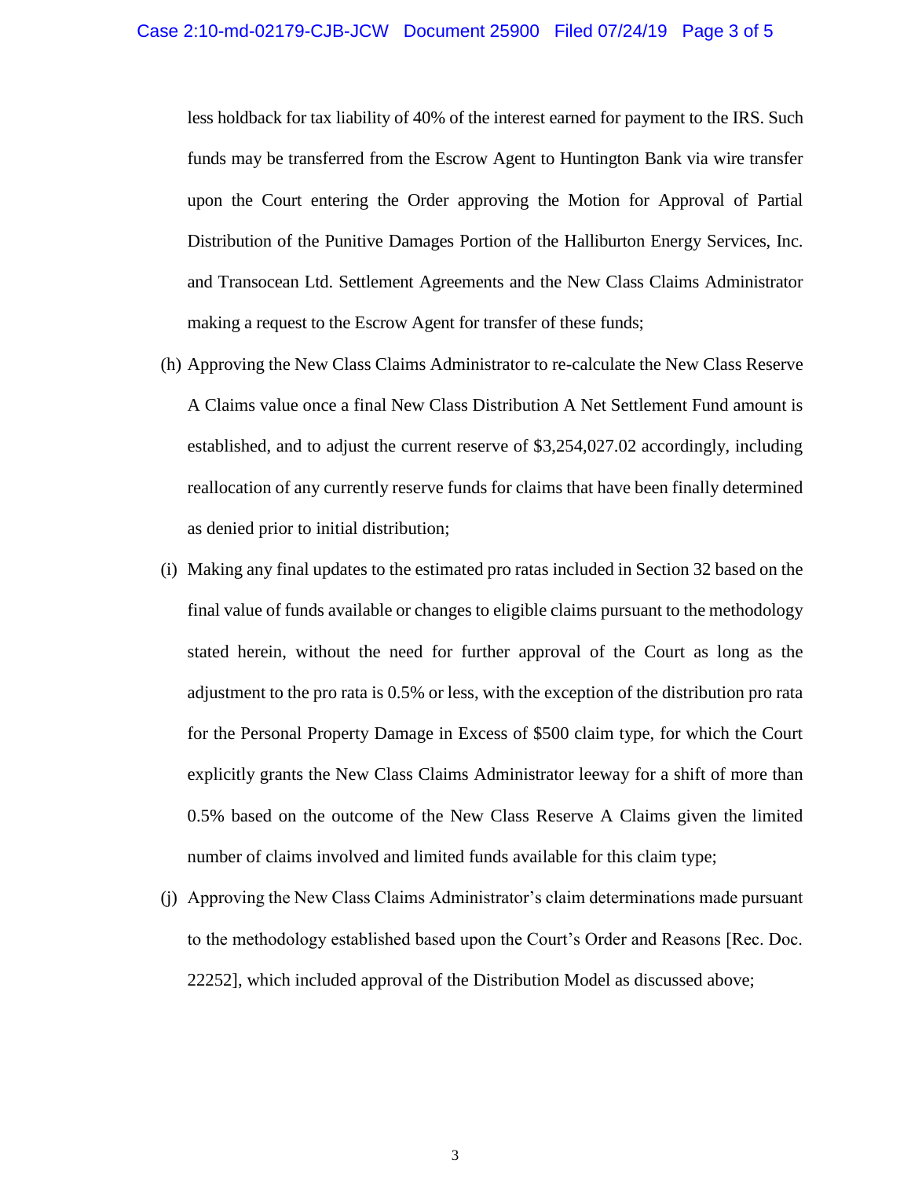less holdback for tax liability of 40% of the interest earned for payment to the IRS. Such funds may be transferred from the Escrow Agent to Huntington Bank via wire transfer upon the Court entering the Order approving the Motion for Approval of Partial Distribution of the Punitive Damages Portion of the Halliburton Energy Services, Inc. and Transocean Ltd. Settlement Agreements and the New Class Claims Administrator making a request to the Escrow Agent for transfer of these funds;

(h) Approving the New Class Claims Administrator to re-calculate the New Class Reserve A Claims value once a final New Class Distribution A Net Settlement Fund amount is established, and to adjust the current reserve of $3,254,027.02 accordingly, including reallocation of any currently reserve funds for claims that have been finally determined as denied prior to initial distribution;

(i) Making any final updates to the estimated pro ratas included in Section 32 based on the final value of funds available or changes to eligible claims pursuant to the methodology stated herein, without the need for further approval of the Court as long as the adjustment to the pro rata is 0.5% or less, with the exception of the distribution pro rata for the Personal Property Damage in Excess of $500 claim type, for which the Court explicitly grants the New Class Claims Administrator leeway for a shift of more than 0.5% based on the outcome of the New Class Reserve A Claims given the limited number of claims involved and limited funds available for this claim type;

(j) Approving the New Class Claims Administrator's claim determinations made pursuant to the methodology established based upon the Court's Order and Reasons [Rec. Doc. 22252], which included approval of the Distribution Model as discussed above;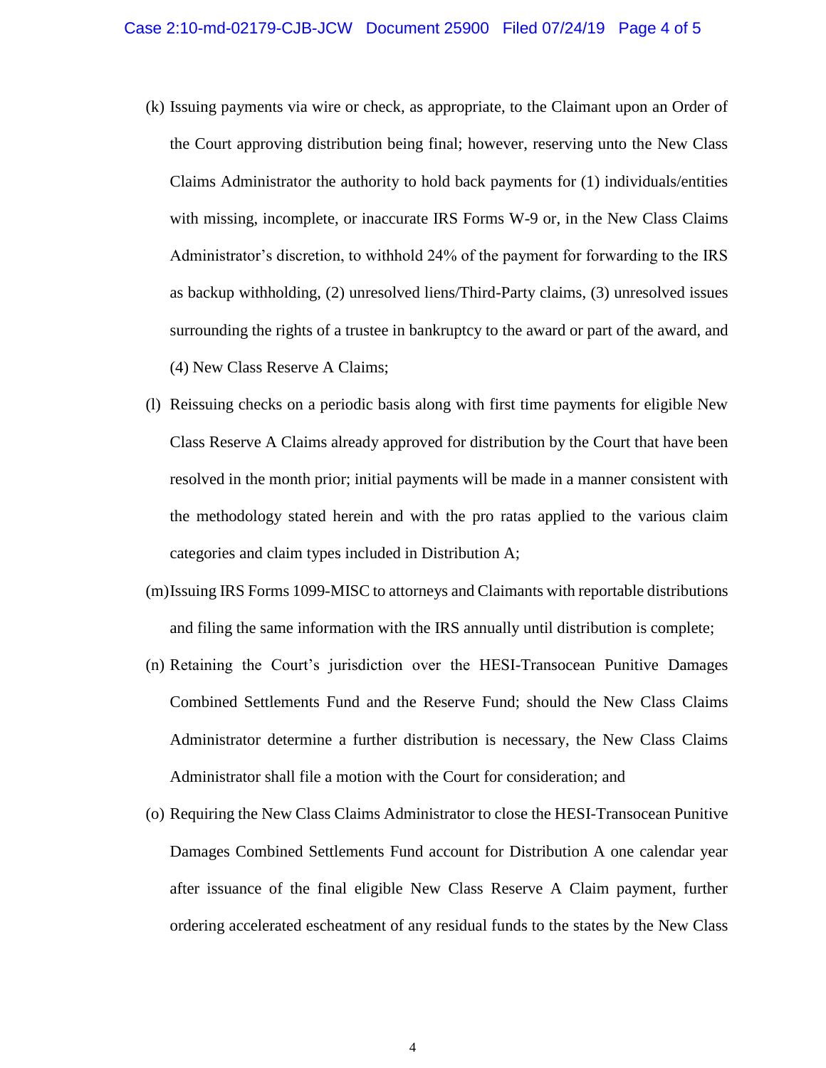(k) Issuing payments via wire or check, as appropriate, to the Claimant upon an Order of the Court approving distribution being final; however, reserving unto the New Class Claims Administrator the authority to hold back payments for (1) individuals/entities with missing, incomplete, or inaccurate IRS Forms W-9 or, in the New Class Claims Administrator's discretion, to withhold 24% of the payment for forwarding to the IRS as backup withholding, (2) unresolved liens/Third-Party claims, (3) unresolved issues surrounding the rights of a trustee in bankruptcy to the award or part of the award, and (4) New Class Reserve A Claims;

(l) Reissuing checks on a periodic basis along with first time payments for eligible New Class Reserve A Claims already approved for distribution by the Court that have been resolved in the month prior; initial payments will be made in a manner consistent with the methodology stated herein and with the pro ratas applied to the various claim categories and claim types included in Distribution A;

(m) Issuing IRS Forms 1099-MISC to attorneys and Claimants with reportable distributions and filing the same information with the IRS annually until distribution is complete;

(n) Retaining the Court's jurisdiction over the HESI-Transocean Punitive Damages Combined Settlements Fund and the Reserve Fund; should the New Class Claims Administrator determine a further distribution is necessary, the New Class Claims Administrator shall file a motion with the Court for consideration; and

(o) Requiring the New Class Claims Administrator to close the HESI-Transocean Punitive Damages Combined Settlements Fund account for Distribution A one calendar year after issuance of the final eligible New Class Reserve A Claim payment, further ordering accelerated escheatment of any residual funds to the states by the New Class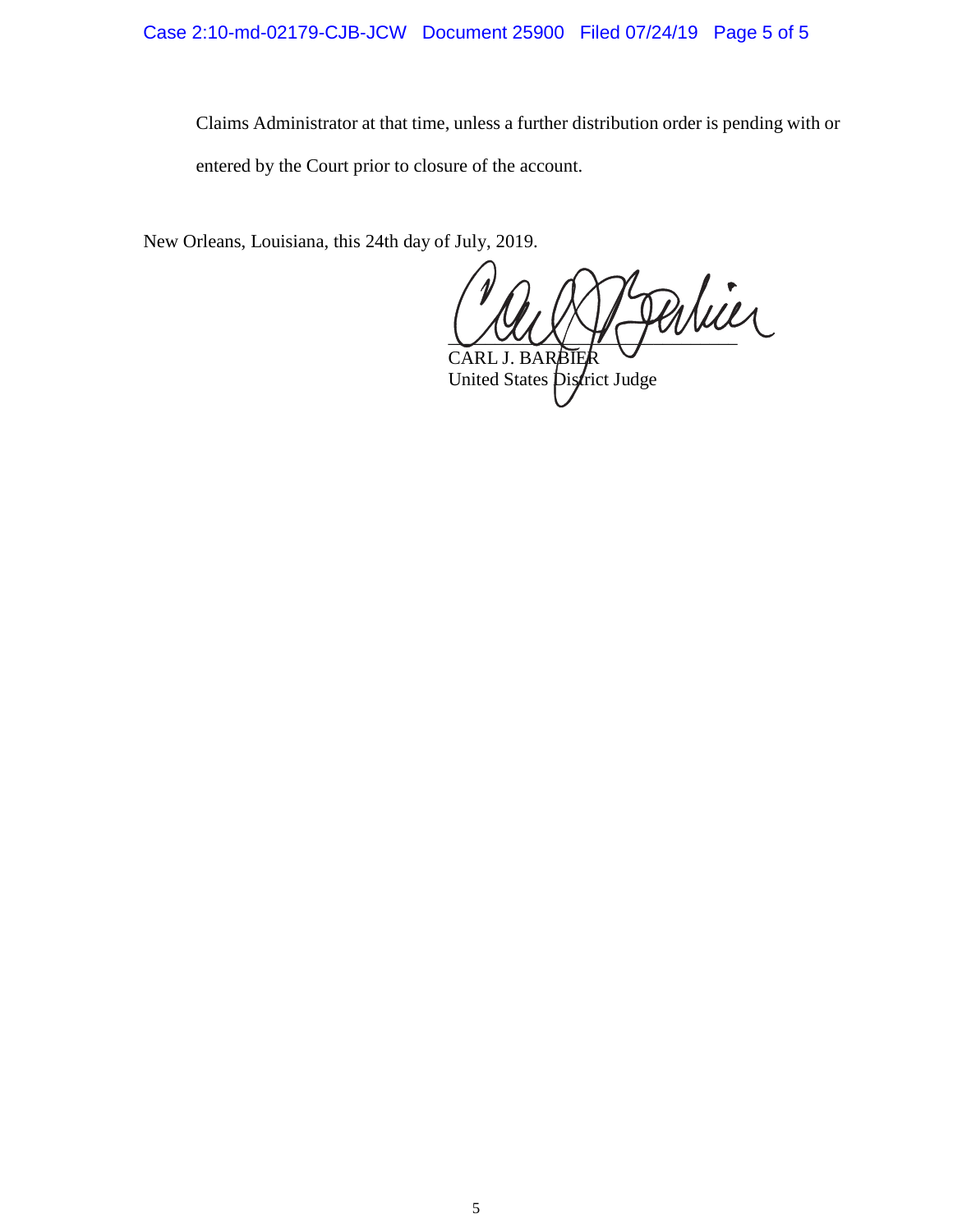Claims Administrator at that time, unless a further distribution order is pending with or entered by the Court prior to closure of the account.

New Orleans, Louisiana, this 24th day of July, 2019.

CARL J. BARBIER
United States District Judge